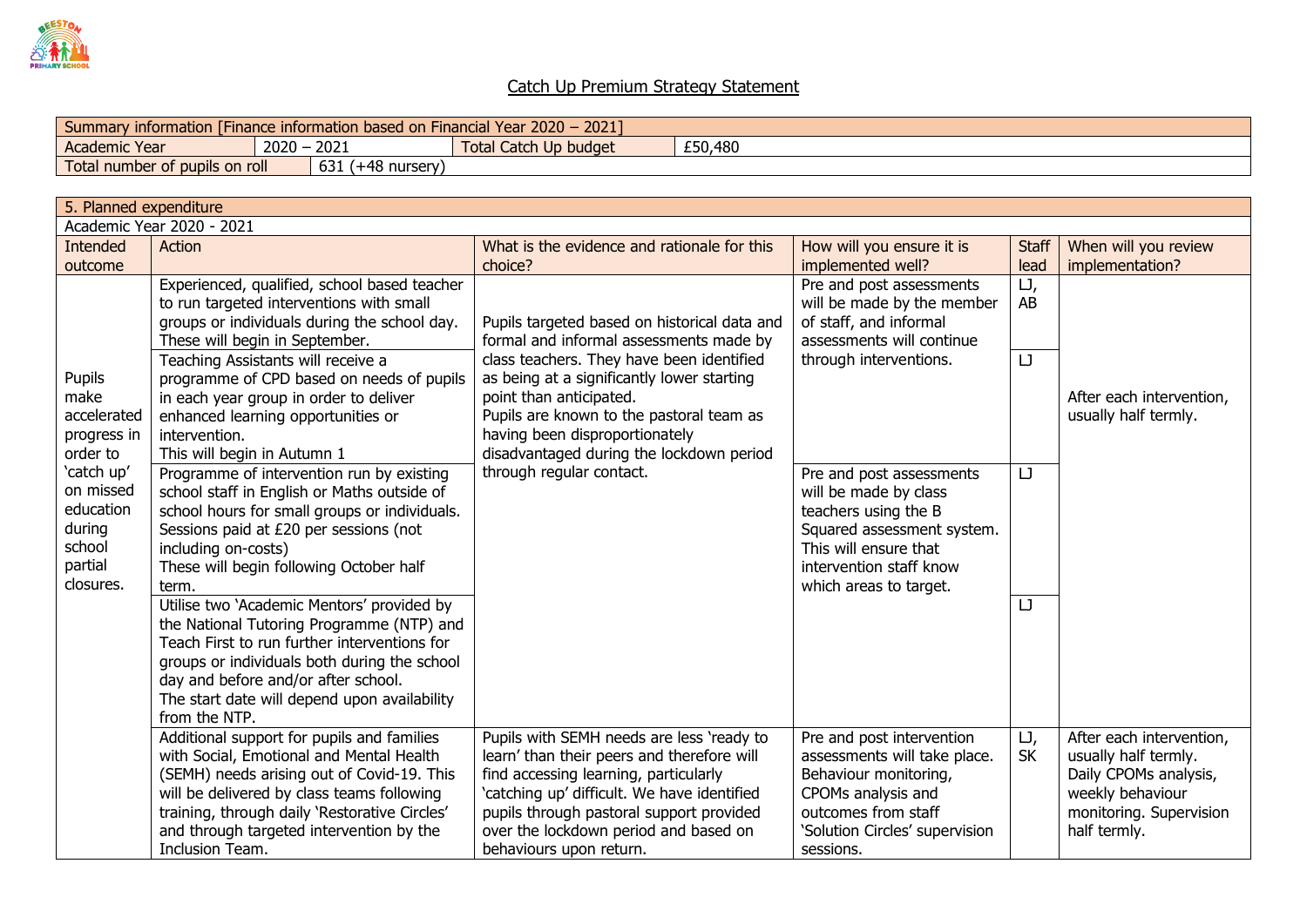## Catch Up Premium Strategy Statement

| Summary information [Finance information based on Financial Year 2020 – 2021] | | | |
|---|---|---|---|
| Academic Year | 2020 – 2021 | Total Catch Up budget | £50,480 |
| Total number of pupils on roll | 631 (+48 nursery) | | |

| 5. Planned expenditure | | | | | |
|---|---|---|---|---|---|
| Academic Year 2020 - 2021 | | | | | |
| Intended outcome | Action | What is the evidence and rationale for this choice? | How will you ensure it is implemented well? | Staff lead | When will you review implementation? |
| Pupils make accelerated progress in order to 'catch up' on missed education during school partial closures. | Experienced, qualified, school based teacher to run targeted interventions with small groups or individuals during the school day. These will begin in September. | Pupils targeted based on historical data and formal and informal assessments made by class teachers. They have been identified as being at a significantly lower starting point than anticipated. Pupils are known to the pastoral team as having been disproportionately disadvantaged during the lockdown period through regular contact. | Pre and post assessments will be made by the member of staff, and informal assessments will continue through interventions. | LJ, AB | After each intervention, usually half termly. |
| | Teaching Assistants will receive a programme of CPD based on needs of pupils in each year group in order to deliver enhanced learning opportunities or intervention. This will begin in Autumn 1 | | | LJ | |
| | Programme of intervention run by existing school staff in English or Maths outside of school hours for small groups or individuals. Sessions paid at £20 per sessions (not including on-costs) These will begin following October half term. | | Pre and post assessments will be made by class teachers using the B Squared assessment system. This will ensure that intervention staff know which areas to target. | LJ | |
| | Utilise two 'Academic Mentors' provided by the National Tutoring Programme (NTP) and Teach First to run further interventions for groups or individuals both during the school day and before and/or after school. The start date will depend upon availability from the NTP. | | | LJ | |
| | Additional support for pupils and families with Social, Emotional and Mental Health (SEMH) needs arising out of Covid-19. This will be delivered by class teams following training, through daily 'Restorative Circles' and through targeted intervention by the Inclusion Team. | Pupils with SEMH needs are less 'ready to learn' than their peers and therefore will find accessing learning, particularly 'catching up' difficult. We have identified pupils through pastoral support provided over the lockdown period and based on behaviours upon return. | Pre and post intervention assessments will take place. Behaviour monitoring, CPOMs analysis and outcomes from staff 'Solution Circles' supervision sessions. | LJ, SK | After each intervention, usually half termly. Daily CPOMs analysis, weekly behaviour monitoring. Supervision half termly. |